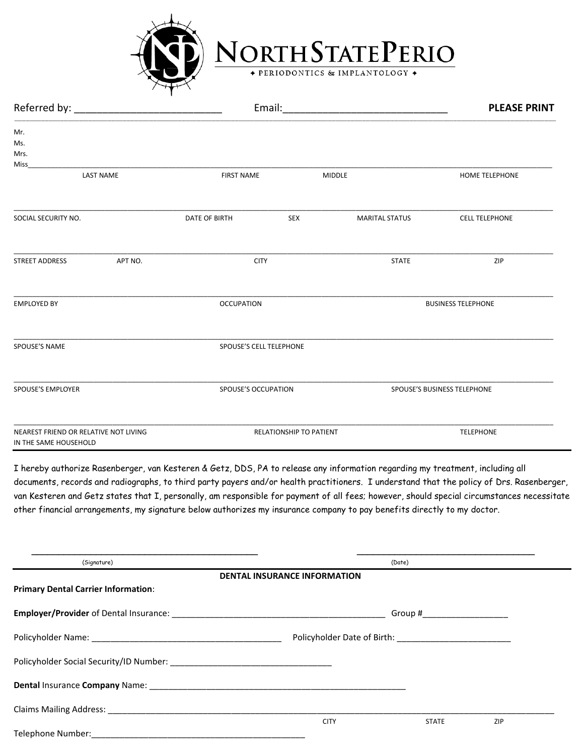# NORTH STATE PERIO

✦ PERIODONTICS & IMPLANTOLOGY ✦

Referred by: _________________________ Email:___________________________ **PLEASE PRINT**

Mr.
Ms.
Mrs.
Miss_______________________________________________________________________________________________

LAST NAME | FIRST NAME | MIDDLE | HOME TELEPHONE

_______________________________________________________________________________________________

SOCIAL SECURITY NO. | DATE OF BIRTH | SEX | MARITAL STATUS | CELL TELEPHONE

_______________________________________________________________________________________________

STREET ADDRESS | APT NO. | CITY | STATE | ZIP

_______________________________________________________________________________________________

EMPLOYED BY | OCCUPATION | BUSINESS TELEPHONE

_______________________________________________________________________________________________

SPOUSE'S NAME | SPOUSE'S CELL TELEPHONE

_______________________________________________________________________________________________

SPOUSE'S EMPLOYER | SPOUSE'S OCCUPATION | SPOUSE'S BUSINESS TELEPHONE

_______________________________________________________________________________________________

NEAREST FRIEND OR RELATIVE NOT LIVING IN THE SAME HOUSEHOLD | RELATIONSHIP TO PATIENT | TELEPHONE

---

I hereby authorize Rasenberger, van Kesteren & Getz, DDS, PA to release any information regarding my treatment, including all documents, records and radiographs, to third party payers and/or health practitioners. I understand that the policy of Drs. Rasenberger, van Kesteren and Getz states that I, personally, am responsible for payment of all fees; however, should special circumstances necessitate other financial arrangements, my signature below authorizes my insurance company to pay benefits directly to my doctor.

_______________________________________________ ____________________________________

(Signature) (Date)

---

**DENTAL INSURANCE INFORMATION**

**Primary Dental Carrier Information**:

**Employer/Provider** of Dental Insurance: _____________________________________________ Group #_________________

Policyholder Name: _______________________________________ Policyholder Date of Birth: ________________________

Policyholder Social Security/ID Number: _________________________________

**Dental** Insurance **Company** Name: ______________________________________________________

Claims Mailing Address: _______________________________________________________________________________________

CITY | STATE | ZIP

Telephone Number:_____________________________________________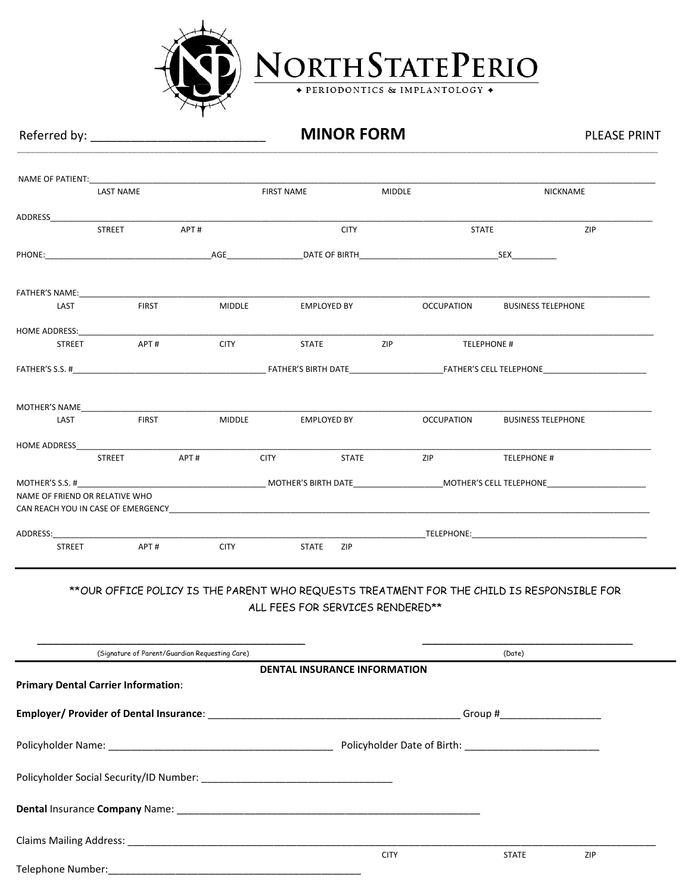# NORTH STATE PERIO

✦ PERIODONTICS & IMPLANTOLOGY ✦

Referred by: ___________________________ **MINOR FORM** PLEASE PRINT

NAME OF PATIENT:_______________________________________________________________________________________________
LAST NAME FIRST NAME MIDDLE NICKNAME

ADDRESS_______________________________________________________________________________________________________
STREET APT # CITY STATE ZIP

PHONE:___________________________________AGE________________DATE OF BIRTH______________________________SEX__________

FATHER'S NAME:________________________________________________________________________________________________
LAST FIRST MIDDLE EMPLOYED BY OCCUPATION BUSINESS TELEPHONE

HOME ADDRESS:_________________________________________________________________________________________________
STREET APT # CITY STATE ZIP TELEPHONE #

FATHER'S S.S. #_________________________________________ FATHER'S BIRTH DATE____________________FATHER'S CELL TELEPHONE______________________

MOTHER'S NAME_________________________________________________________________________________________________
LAST FIRST MIDDLE EMPLOYED BY OCCUPATION BUSINESS TELEPHONE

HOME ADDRESS__________________________________________________________________________________________________
STREET APT # CITY STATE ZIP TELEPHONE #

MOTHER'S S.S. #_________________________________________ MOTHER'S BIRTH DATE___________________MOTHER'S CELL TELEPHONE_____________________

NAME OF FRIEND OR RELATIVE WHO
CAN REACH YOU IN CASE OF EMERGENCY___________________________________________________________________________________

ADDRESS:_____________________________________________________________________________TELEPHONE:________________________________________
STREET APT # CITY STATE ZIP

**OUR OFFICE POLICY IS THE PARENT WHO REQUESTS TREATMENT FOR THE CHILD IS RESPONSIBLE FOR ALL FEES FOR SERVICES RENDERED**

_______________________________________________ _______________________________________
(Signature of Parent/Guardian Requesting Care) (Date)

**DENTAL INSURANCE INFORMATION**

**Primary Dental Carrier Information**:

**Employer/ Provider of Dental Insurance**: ____________________________________________ Group #__________________

Policyholder Name: ________________________________________ Policyholder Date of Birth: ________________________

Policyholder Social Security/ID Number: __________________________________

**Dental** Insurance **Company** Name: ______________________________________________________

Claims Mailing Address: ___________________________________________________________________________________________
CITY STATE ZIP

Telephone Number:_____________________________________________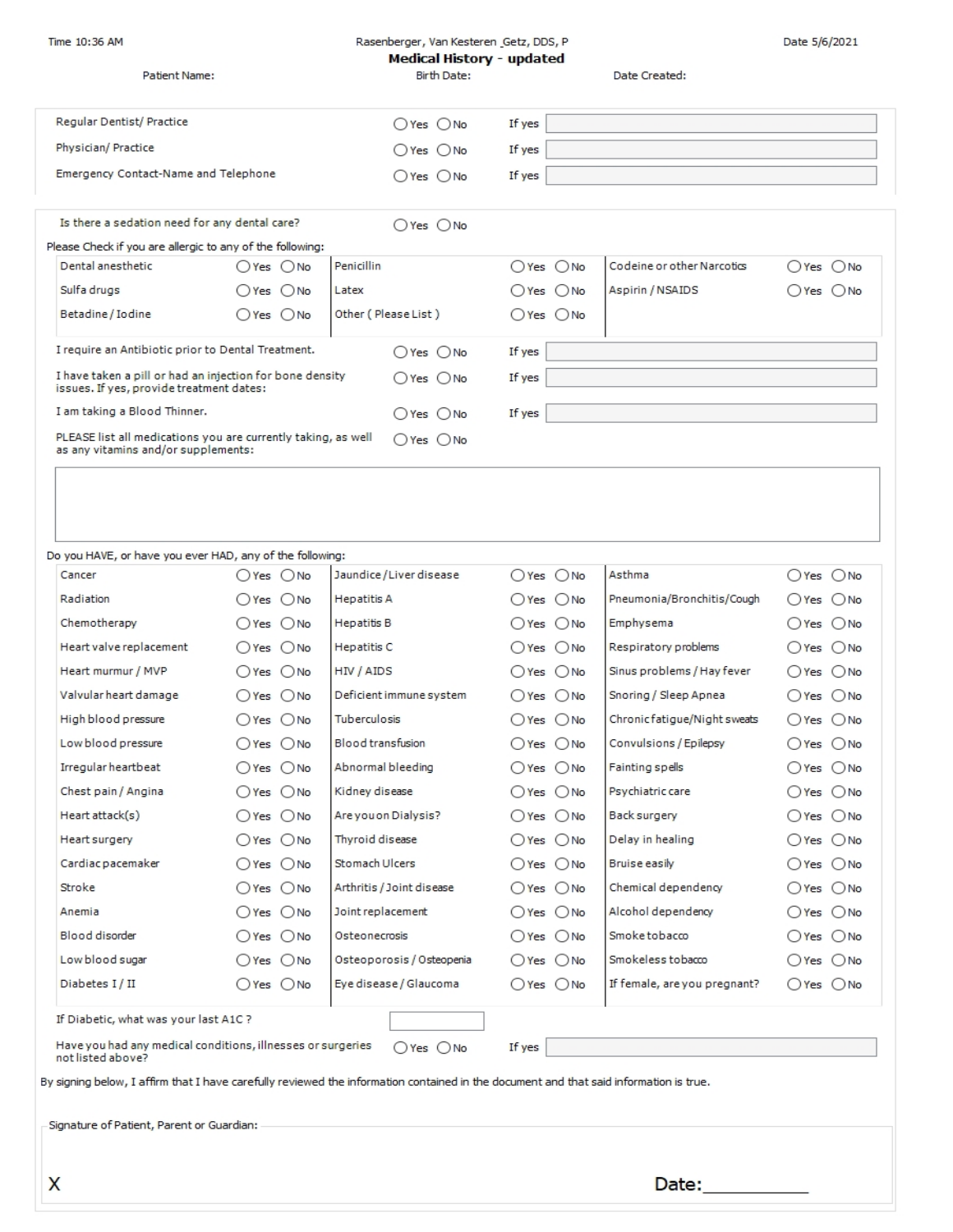Time 10:36 AM | Rasenberger, Van Kesteren _Getz, DDS, P | Date 5/6/2021

## Medical History - updated

Patient Name: | Birth Date: | Date Created:

| | | |
|---|---|---|
| Regular Dentist/ Practice | ◯ Yes ◯ No | If yes |
| Physician/ Practice | ◯ Yes ◯ No | If yes |
| Emergency Contact-Name and Telephone | ◯ Yes ◯ No | If yes |

Is there a sedation need for any dental care? ◯ Yes ◯ No

Please Check if you are allergic to any of the following:

| | | | | | |
|---|---|---|---|---|---|
| Dental anesthetic | ◯ Yes ◯ No | Penicillin | ◯ Yes ◯ No | Codeine or other Narcotics | ◯ Yes ◯ No |
| Sulfa drugs | ◯ Yes ◯ No | Latex | ◯ Yes ◯ No | Aspirin / NSAIDS | ◯ Yes ◯ No |
| Betadine / Iodine | ◯ Yes ◯ No | Other ( Please List ) | ◯ Yes ◯ No | | |

| | | |
|---|---|---|
| I require an Antibiotic prior to Dental Treatment. | ◯ Yes ◯ No | If yes |
| I have taken a pill or had an injection for bone density issues. If yes, provide treatment dates: | ◯ Yes ◯ No | If yes |
| I am taking a Blood Thinner. | ◯ Yes ◯ No | If yes |
| PLEASE list all medications you are currently taking, as well as any vitamins and/or supplements: | ◯ Yes ◯ No | |

Do you HAVE, or have you ever HAD, any of the following:

| | | | | | |
|---|---|---|---|---|---|
| Cancer | ◯ Yes ◯ No | Jaundice / Liver disease | ◯ Yes ◯ No | Asthma | ◯ Yes ◯ No |
| Radiation | ◯ Yes ◯ No | Hepatitis A | ◯ Yes ◯ No | Pneumonia/Bronchitis/Cough | ◯ Yes ◯ No |
| Chemotherapy | ◯ Yes ◯ No | Hepatitis B | ◯ Yes ◯ No | Emphysema | ◯ Yes ◯ No |
| Heart valve replacement | ◯ Yes ◯ No | Hepatitis C | ◯ Yes ◯ No | Respiratory problems | ◯ Yes ◯ No |
| Heart murmur / MVP | ◯ Yes ◯ No | HIV / AIDS | ◯ Yes ◯ No | Sinus problems / Hay fever | ◯ Yes ◯ No |
| Valvular heart damage | ◯ Yes ◯ No | Deficient immune system | ◯ Yes ◯ No | Snoring / Sleep Apnea | ◯ Yes ◯ No |
| High blood pressure | ◯ Yes ◯ No | Tuberculosis | ◯ Yes ◯ No | Chronic fatigue/Night sweats | ◯ Yes ◯ No |
| Low blood pressure | ◯ Yes ◯ No | Blood transfusion | ◯ Yes ◯ No | Convulsions / Epilepsy | ◯ Yes ◯ No |
| Irregular heartbeat | ◯ Yes ◯ No | Abnormal bleeding | ◯ Yes ◯ No | Fainting spells | ◯ Yes ◯ No |
| Chest pain / Angina | ◯ Yes ◯ No | Kidney disease | ◯ Yes ◯ No | Psychiatric care | ◯ Yes ◯ No |
| Heart attack(s) | ◯ Yes ◯ No | Are you on Dialysis? | ◯ Yes ◯ No | Back surgery | ◯ Yes ◯ No |
| Heart surgery | ◯ Yes ◯ No | Thyroid disease | ◯ Yes ◯ No | Delay in healing | ◯ Yes ◯ No |
| Cardiac pacemaker | ◯ Yes ◯ No | Stomach Ulcers | ◯ Yes ◯ No | Bruise easily | ◯ Yes ◯ No |
| Stroke | ◯ Yes ◯ No | Arthritis / Joint disease | ◯ Yes ◯ No | Chemical dependency | ◯ Yes ◯ No |
| Anemia | ◯ Yes ◯ No | Joint replacement | ◯ Yes ◯ No | Alcohol dependency | ◯ Yes ◯ No |
| Blood disorder | ◯ Yes ◯ No | Osteonecrosis | ◯ Yes ◯ No | Smoke tobacco | ◯ Yes ◯ No |
| Low blood sugar | ◯ Yes ◯ No | Osteoporosis / Osteopenia | ◯ Yes ◯ No | Smokeless tobacco | ◯ Yes ◯ No |
| Diabetes I / II | ◯ Yes ◯ No | Eye disease / Glaucoma | ◯ Yes ◯ No | If female, are you pregnant? | ◯ Yes ◯ No |

If Diabetic, what was your last A1C ?

Have you had any medical conditions, illnesses or surgeries not listed above? ◯ Yes ◯ No If yes

By signing below, I affirm that I have carefully reviewed the information contained in the document and that said information is true.

Signature of Patient, Parent or Guardian:

X

Date:__________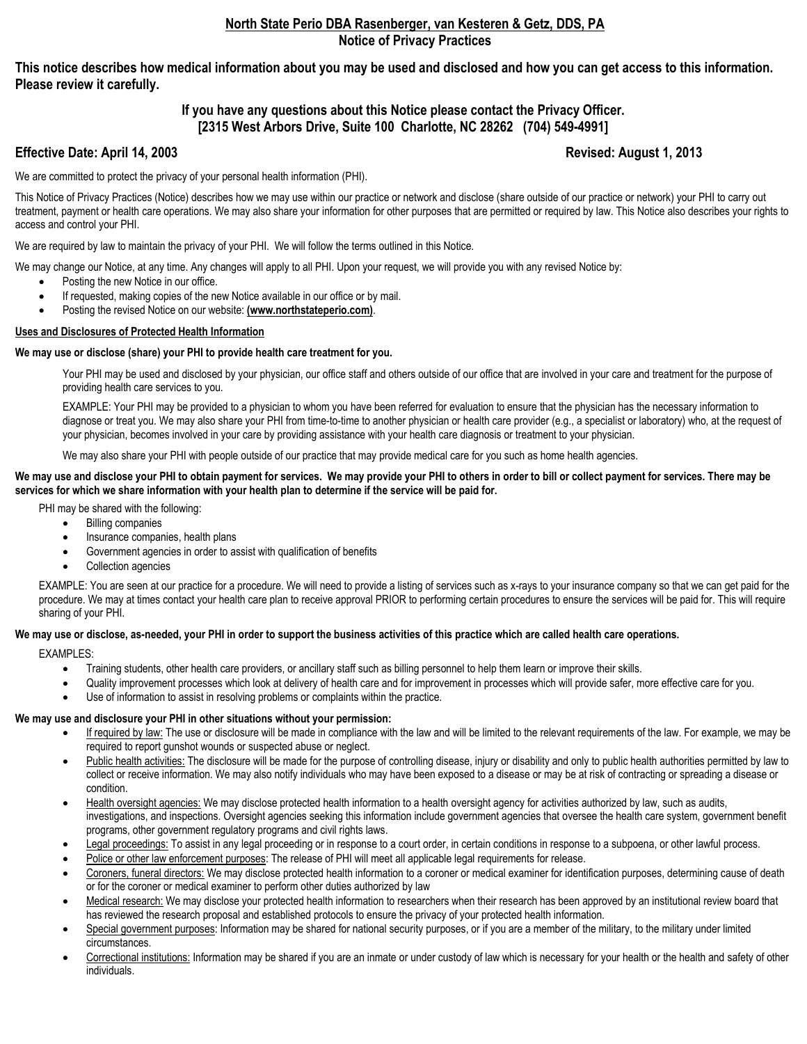**North State Perio DBA Rasenberger, van Kesteren & Getz, DDS, PA**
**Notice of Privacy Practices**

## This notice describes how medical information about you may be used and disclosed and how you can get access to this information. Please review it carefully.

### If you have any questions about this Notice please contact the Privacy Officer. [2315 West Arbors Drive, Suite 100 Charlotte, NC 28262 (704) 549-4991]

**Effective Date: April 14, 2003** **Revised: August 1, 2013**

We are committed to protect the privacy of your personal health information (PHI).

This Notice of Privacy Practices (Notice) describes how we may use within our practice or network and disclose (share outside of our practice or network) your PHI to carry out treatment, payment or health care operations. We may also share your information for other purposes that are permitted or required by law. This Notice also describes your rights to access and control your PHI.

We are required by law to maintain the privacy of your PHI. We will follow the terms outlined in this Notice.

We may change our Notice, at any time. Any changes will apply to all PHI. Upon your request, we will provide you with any revised Notice by:

- Posting the new Notice in our office.
- If requested, making copies of the new Notice available in our office or by mail.
- Posting the revised Notice on our website: **(www.northstateperio.com)**.

**Uses and Disclosures of Protected Health Information**

**We may use or disclose (share) your PHI to provide health care treatment for you.**

Your PHI may be used and disclosed by your physician, our office staff and others outside of our office that are involved in your care and treatment for the purpose of providing health care services to you.

EXAMPLE: Your PHI may be provided to a physician to whom you have been referred for evaluation to ensure that the physician has the necessary information to diagnose or treat you. We may also share your PHI from time-to-time to another physician or health care provider (e.g., a specialist or laboratory) who, at the request of your physician, becomes involved in your care by providing assistance with your health care diagnosis or treatment to your physician.

We may also share your PHI with people outside of our practice that may provide medical care for you such as home health agencies.

**We may use and disclose your PHI to obtain payment for services. We may provide your PHI to others in order to bill or collect payment for services. There may be services for which we share information with your health plan to determine if the service will be paid for.**

PHI may be shared with the following:

- Billing companies
- Insurance companies, health plans
- Government agencies in order to assist with qualification of benefits
- Collection agencies

EXAMPLE: You are seen at our practice for a procedure. We will need to provide a listing of services such as x-rays to your insurance company so that we can get paid for the procedure. We may at times contact your health care plan to receive approval PRIOR to performing certain procedures to ensure the services will be paid for. This will require sharing of your PHI.

**We may use or disclose, as-needed, your PHI in order to support the business activities of this practice which are called health care operations.**

EXAMPLES:

- Training students, other health care providers, or ancillary staff such as billing personnel to help them learn or improve their skills.
- Quality improvement processes which look at delivery of health care and for improvement in processes which will provide safer, more effective care for you.
- Use of information to assist in resolving problems or complaints within the practice.

**We may use and disclosure your PHI in other situations without your permission:**

- If required by law: The use or disclosure will be made in compliance with the law and will be limited to the relevant requirements of the law. For example, we may be required to report gunshot wounds or suspected abuse or neglect.
- Public health activities: The disclosure will be made for the purpose of controlling disease, injury or disability and only to public health authorities permitted by law to collect or receive information. We may also notify individuals who may have been exposed to a disease or may be at risk of contracting or spreading a disease or condition.
- Health oversight agencies: We may disclose protected health information to a health oversight agency for activities authorized by law, such as audits, investigations, and inspections. Oversight agencies seeking this information include government agencies that oversee the health care system, government benefit programs, other government regulatory programs and civil rights laws.
- Legal proceedings: To assist in any legal proceeding or in response to a court order, in certain conditions in response to a subpoena, or other lawful process.
- Police or other law enforcement purposes: The release of PHI will meet all applicable legal requirements for release.
- Coroners, funeral directors: We may disclose protected health information to a coroner or medical examiner for identification purposes, determining cause of death or for the coroner or medical examiner to perform other duties authorized by law
- Medical research: We may disclose your protected health information to researchers when their research has been approved by an institutional review board that has reviewed the research proposal and established protocols to ensure the privacy of your protected health information.
- Special government purposes: Information may be shared for national security purposes, or if you are a member of the military, to the military under limited circumstances.
- Correctional institutions: Information may be shared if you are an inmate or under custody of law which is necessary for your health or the health and safety of other individuals.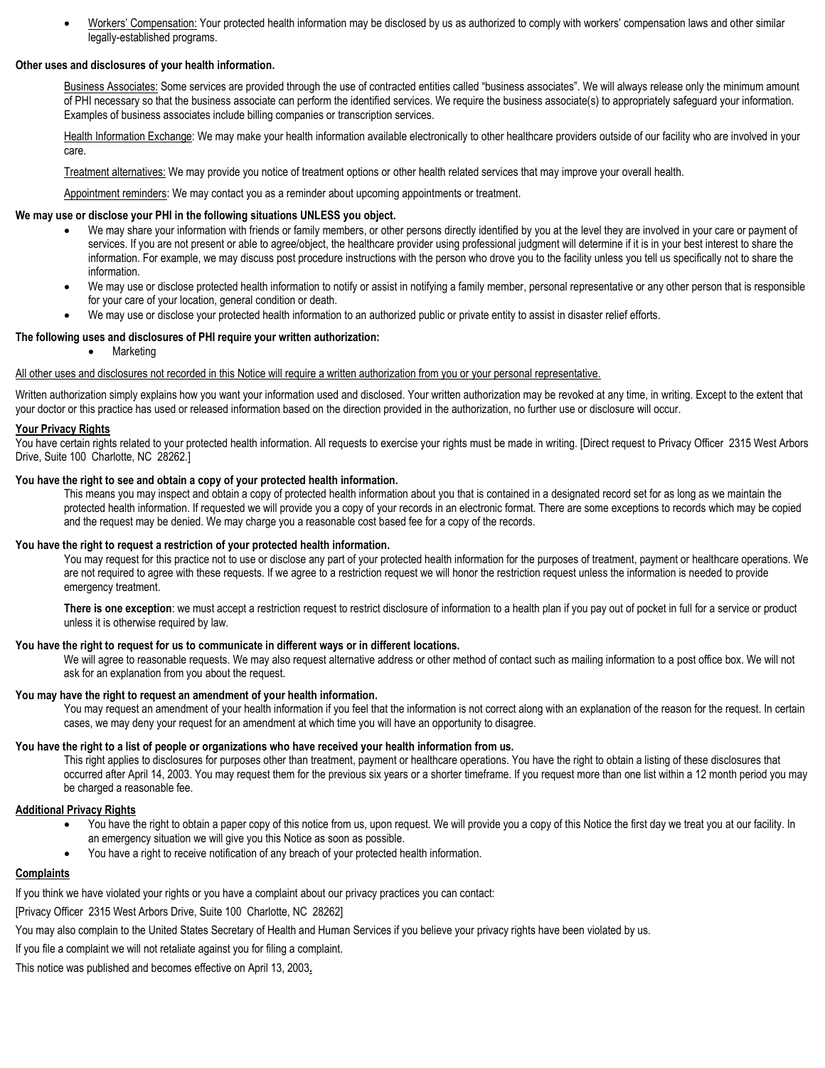- Workers' Compensation: Your protected health information may be disclosed by us as authorized to comply with workers' compensation laws and other similar legally-established programs.

**Other uses and disclosures of your health information.**

Business Associates: Some services are provided through the use of contracted entities called "business associates". We will always release only the minimum amount of PHI necessary so that the business associate can perform the identified services. We require the business associate(s) to appropriately safeguard your information. Examples of business associates include billing companies or transcription services.

Health Information Exchange: We may make your health information available electronically to other healthcare providers outside of our facility who are involved in your care.

Treatment alternatives: We may provide you notice of treatment options or other health related services that may improve your overall health.

Appointment reminders: We may contact you as a reminder about upcoming appointments or treatment.

**We may use or disclose your PHI in the following situations UNLESS you object.**

- We may share your information with friends or family members, or other persons directly identified by you at the level they are involved in your care or payment of services. If you are not present or able to agree/object, the healthcare provider using professional judgment will determine if it is in your best interest to share the information. For example, we may discuss post procedure instructions with the person who drove you to the facility unless you tell us specifically not to share the information.
- We may use or disclose protected health information to notify or assist in notifying a family member, personal representative or any other person that is responsible for your care of your location, general condition or death.
- We may use or disclose your protected health information to an authorized public or private entity to assist in disaster relief efforts.

**The following uses and disclosures of PHI require your written authorization:**

- Marketing

All other uses and disclosures not recorded in this Notice will require a written authorization from you or your personal representative.

Written authorization simply explains how you want your information used and disclosed. Your written authorization may be revoked at any time, in writing. Except to the extent that your doctor or this practice has used or released information based on the direction provided in the authorization, no further use or disclosure will occur.

**Your Privacy Rights**

You have certain rights related to your protected health information. All requests to exercise your rights must be made in writing. [Direct request to Privacy Officer 2315 West Arbors Drive, Suite 100 Charlotte, NC 28262.]

**You have the right to see and obtain a copy of your protected health information.**

This means you may inspect and obtain a copy of protected health information about you that is contained in a designated record set for as long as we maintain the protected health information. If requested we will provide you a copy of your records in an electronic format. There are some exceptions to records which may be copied and the request may be denied. We may charge you a reasonable cost based fee for a copy of the records.

**You have the right to request a restriction of your protected health information.**

You may request for this practice not to use or disclose any part of your protected health information for the purposes of treatment, payment or healthcare operations. We are not required to agree with these requests. If we agree to a restriction request we will honor the restriction request unless the information is needed to provide emergency treatment.

**There is one exception**: we must accept a restriction request to restrict disclosure of information to a health plan if you pay out of pocket in full for a service or product unless it is otherwise required by law.

**You have the right to request for us to communicate in different ways or in different locations.**

We will agree to reasonable requests. We may also request alternative address or other method of contact such as mailing information to a post office box. We will not ask for an explanation from you about the request.

**You may have the right to request an amendment of your health information.**

You may request an amendment of your health information if you feel that the information is not correct along with an explanation of the reason for the request. In certain cases, we may deny your request for an amendment at which time you will have an opportunity to disagree.

**You have the right to a list of people or organizations who have received your health information from us.**

This right applies to disclosures for purposes other than treatment, payment or healthcare operations. You have the right to obtain a listing of these disclosures that occurred after April 14, 2003. You may request them for the previous six years or a shorter timeframe. If you request more than one list within a 12 month period you may be charged a reasonable fee.

**Additional Privacy Rights**

- You have the right to obtain a paper copy of this notice from us, upon request. We will provide you a copy of this Notice the first day we treat you at our facility. In an emergency situation we will give you this Notice as soon as possible.
- You have a right to receive notification of any breach of your protected health information.

**Complaints**

If you think we have violated your rights or you have a complaint about our privacy practices you can contact:

[Privacy Officer 2315 West Arbors Drive, Suite 100 Charlotte, NC 28262]

You may also complain to the United States Secretary of Health and Human Services if you believe your privacy rights have been violated by us.

If you file a complaint we will not retaliate against you for filing a complaint.

This notice was published and becomes effective on April 13, 2003.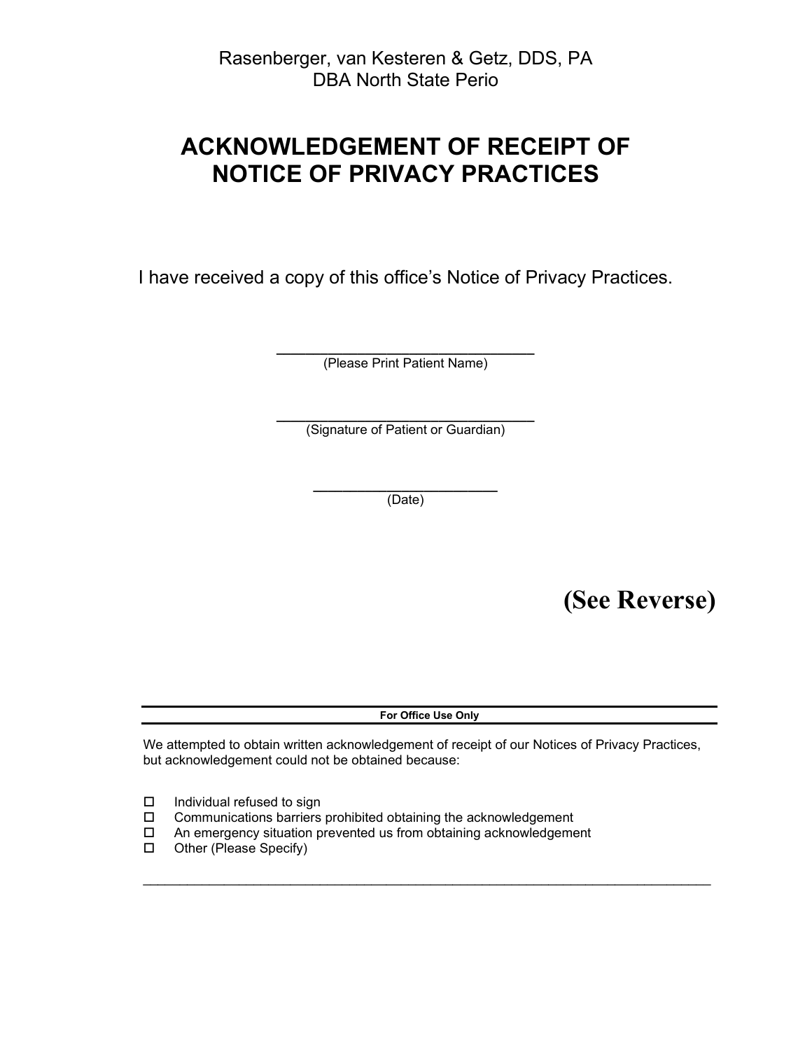Rasenberger, van Kesteren & Getz, DDS, PA
DBA North State Perio

# ACKNOWLEDGEMENT OF RECEIPT OF NOTICE OF PRIVACY PRACTICES

I have received a copy of this office's Notice of Privacy Practices.

______________________________
(Please Print Patient Name)

______________________________
(Signature of Patient or Guardian)

____________________
(Date)

**(See Reverse)**

---

**For Office Use Only**

We attempted to obtain written acknowledgement of receipt of our Notices of Privacy Practices, but acknowledgement could not be obtained because:

- ☐ Individual refused to sign
- ☐ Communications barriers prohibited obtaining the acknowledgement
- ☐ An emergency situation prevented us from obtaining acknowledgement
- ☐ Other (Please Specify)

______________________________________________________________________________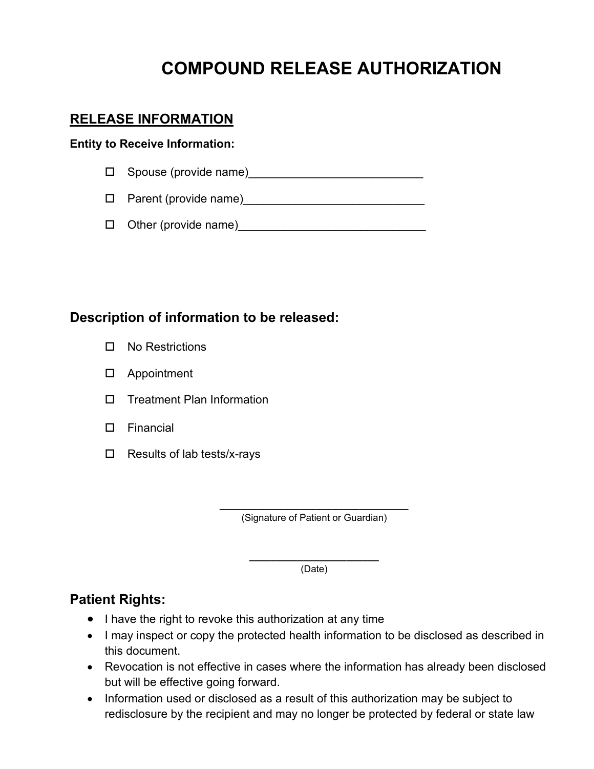# COMPOUND RELEASE AUTHORIZATION

## RELEASE INFORMATION

**Entity to Receive Information:**

- ☐ Spouse (provide name)___________________________
- ☐ Parent (provide name)____________________________
- ☐ Other (provide name)_____________________________

### Description of information to be released:

- ☐ No Restrictions
- ☐ Appointment
- ☐ Treatment Plan Information
- ☐ Financial
- ☐ Results of lab tests/x-rays

_____________________________
(Signature of Patient or Guardian)

____________________
(Date)

### Patient Rights:

- I have the right to revoke this authorization at any time
- I may inspect or copy the protected health information to be disclosed as described in this document.
- Revocation is not effective in cases where the information has already been disclosed but will be effective going forward.
- Information used or disclosed as a result of this authorization may be subject to redisclosure by the recipient and may no longer be protected by federal or state law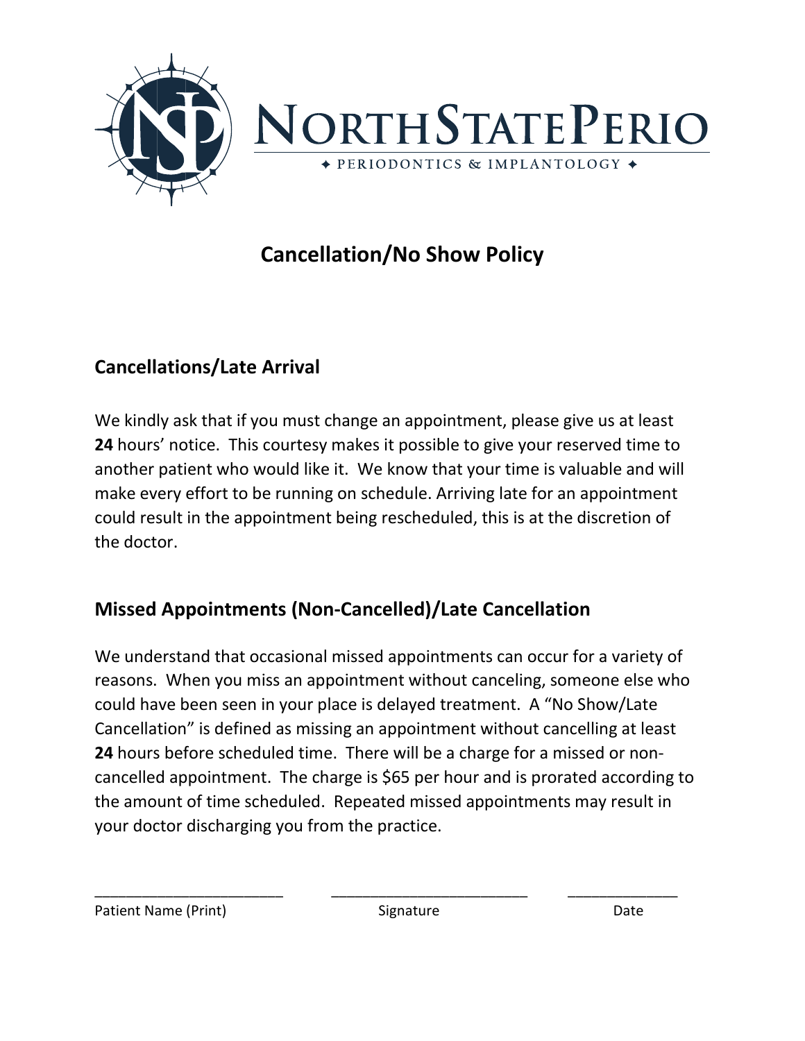NORTHSTATEPERIO

✦ PERIODONTICS & IMPLANTOLOGY ✦

# Cancellation/No Show Policy

## Cancellations/Late Arrival

We kindly ask that if you must change an appointment, please give us at least **24** hours' notice. This courtesy makes it possible to give your reserved time to another patient who would like it. We know that your time is valuable and will make every effort to be running on schedule. Arriving late for an appointment could result in the appointment being rescheduled, this is at the discretion of the doctor.

## Missed Appointments (Non-Cancelled)/Late Cancellation

We understand that occasional missed appointments can occur for a variety of reasons. When you miss an appointment without canceling, someone else who could have been seen in your place is delayed treatment. A "No Show/Late Cancellation" is defined as missing an appointment without cancelling at least **24** hours before scheduled time. There will be a charge for a missed or non-cancelled appointment. The charge is $65 per hour and is prorated according to the amount of time scheduled. Repeated missed appointments may result in your doctor discharging you from the practice.

______________________ ________________________ _____________

Patient Name (Print) Signature Date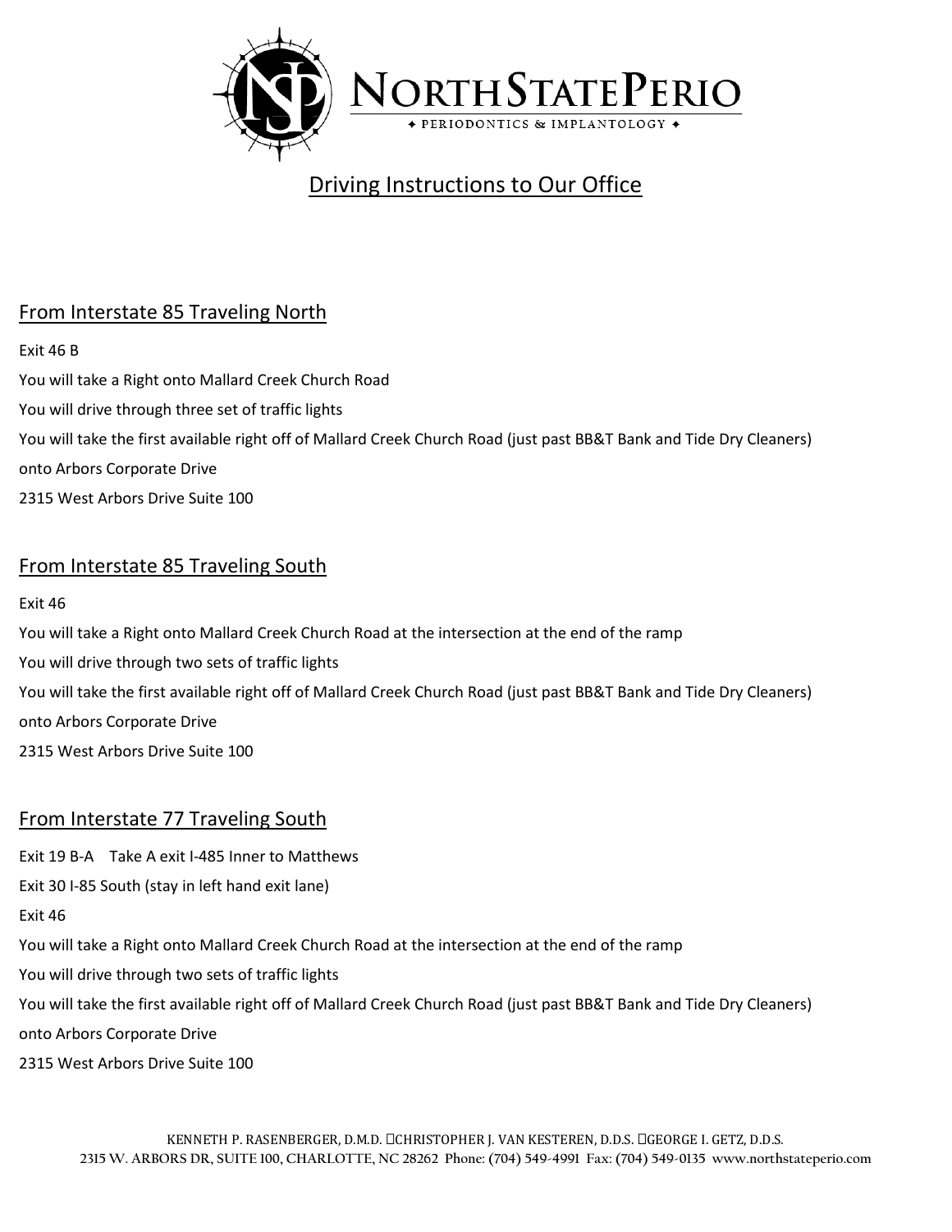NORTHSTATEPERIO

✦ PERIODONTICS & IMPLANTOLOGY ✦

# Driving Instructions to Our Office

## From Interstate 85 Traveling North

Exit 46 B

You will take a Right onto Mallard Creek Church Road

You will drive through three set of traffic lights

You will take the first available right off of Mallard Creek Church Road (just past BB&T Bank and Tide Dry Cleaners)

onto Arbors Corporate Drive

2315 West Arbors Drive Suite 100

## From Interstate 85 Traveling South

Exit 46

You will take a Right onto Mallard Creek Church Road at the intersection at the end of the ramp

You will drive through two sets of traffic lights

You will take the first available right off of Mallard Creek Church Road (just past BB&T Bank and Tide Dry Cleaners)

onto Arbors Corporate Drive

2315 West Arbors Drive Suite 100

## From Interstate 77 Traveling South

Exit 19 B-A Take A exit I-485 Inner to Matthews

Exit 30 I-85 South (stay in left hand exit lane)

Exit 46

You will take a Right onto Mallard Creek Church Road at the intersection at the end of the ramp

You will drive through two sets of traffic lights

You will take the first available right off of Mallard Creek Church Road (just past BB&T Bank and Tide Dry Cleaners)

onto Arbors Corporate Drive

2315 West Arbors Drive Suite 100

KENNETH P. RASENBERGER, D.M.D. CHRISTOPHER J. VAN KESTEREN, D.D.S. GEORGE I. GETZ, D.D.S.
2315 W. ARBORS DR, SUITE 100, CHARLOTTE, NC 28262 Phone: (704) 549-4991 Fax: (704) 549-0135 www.northstateperio.com